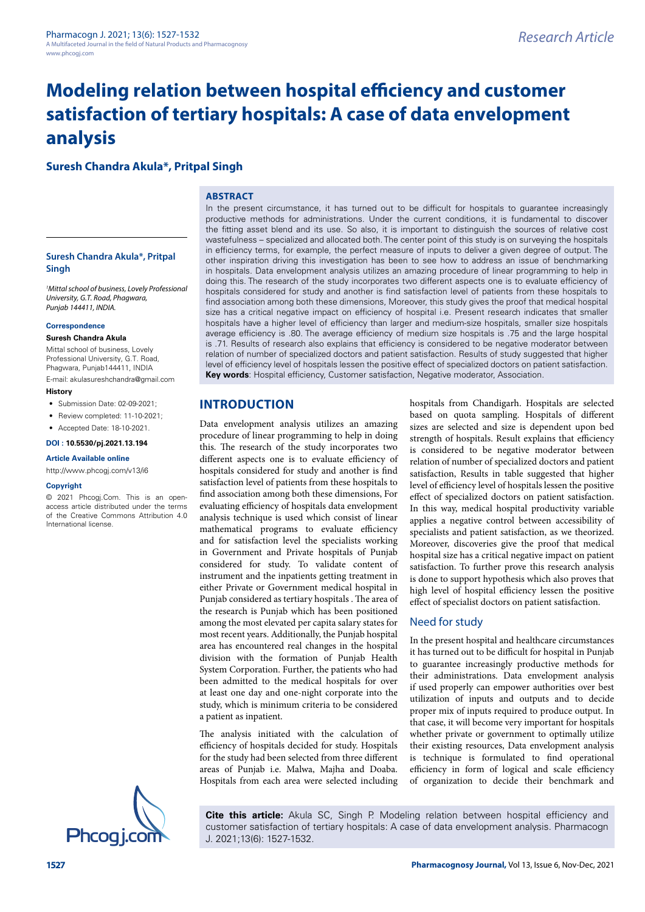# Modeling relation between hospital efficiency and customer satisfaction of tertiary hospitals: A case of data envelopment analysis

**Suresh Chandra Akula*, Pritpal Singh**

**Suresh Chandra Akula*, Pritpal Singh**

*[1]Mittal school of business, Lovely Professional University, G.T. Road, Phagwara, Punjab 144411, INDIA.*

**Correspondence**

**Suresh Chandra Akula**

Mittal school of business, Lovely Professional University, G.T. Road, Phagwara, Punjab144411, INDIA

E-mail: akulasureshchandra@gmail.com

**History**

- Submission Date: 02-09-2021;
- Review completed: 11-10-2021;
- Accepted Date: 18-10-2021.

**DOI : 10.5530/pj.2021.13.194**

**Article Available online**

http://www.phcogj.com/v13/i6

**Copyright**

© 2021 Phcogj.Com. This is an open-access article distributed under the terms of the Creative Commons Attribution 4.0 International license.

## ABSTRACT

In the present circumstance, it has turned out to be difficult for hospitals to guarantee increasingly productive methods for administrations. Under the current conditions, it is fundamental to discover the fitting asset blend and its use. So also, it is important to distinguish the sources of relative cost wastefulness – specialized and allocated both. The center point of this study is on surveying the hospitals in efficiency terms, for example, the perfect measure of inputs to deliver a given degree of output. The other inspiration driving this investigation has been to see how to address an issue of benchmarking in hospitals. Data envelopment analysis utilizes an amazing procedure of linear programming to help in doing this. The research of the study incorporates two different aspects one is to evaluate efficiency of hospitals considered for study and another is find satisfaction level of patients from these hospitals to find association among both these dimensions, Moreover, this study gives the proof that medical hospital size has a critical negative impact on efficiency of hospital i.e. Present research indicates that smaller hospitals have a higher level of efficiency than larger and medium-size hospitals, smaller size hospitals average efficiency is .80. The average efficiency of medium size hospitals is .75 and the large hospital is .71. Results of research also explains that efficiency is considered to be negative moderator between relation of number of specialized doctors and patient satisfaction. Results of study suggested that higher level of efficiency level of hospitals lessen the positive effect of specialized doctors on patient satisfaction.

**Key words**: Hospital efficiency, Customer satisfaction, Negative moderator, Association.

## INTRODUCTION

Data envelopment analysis utilizes an amazing procedure of linear programming to help in doing this. The research of the study incorporates two different aspects one is to evaluate efficiency of hospitals considered for study and another is find satisfaction level of patients from these hospitals to find association among both these dimensions, For evaluating efficiency of hospitals data envelopment analysis technique is used which consist of linear mathematical programs to evaluate efficiency and for satisfaction level the specialists working in Government and Private hospitals of Punjab considered for study. To validate content of instrument and the inpatients getting treatment in either Private or Government medical hospital in Punjab considered as tertiary hospitals . The area of the research is Punjab which has been positioned among the most elevated per capita salary states for most recent years. Additionally, the Punjab hospital area has encountered real changes in the hospital division with the formation of Punjab Health System Corporation. Further, the patients who had been admitted to the medical hospitals for over at least one day and one-night corporate into the study, which is minimum criteria to be considered a patient as inpatient.

The analysis initiated with the calculation of efficiency of hospitals decided for study. Hospitals for the study had been selected from three different areas of Punjab i.e. Malwa, Majha and Doaba. Hospitals from each area were selected including hospitals from Chandigarh. Hospitals are selected based on quota sampling. Hospitals of different sizes are selected and size is dependent upon bed strength of hospitals. Result explains that efficiency is considered to be negative moderator between relation of number of specialized doctors and patient satisfaction, Results in table suggested that higher level of efficiency level of hospitals lessen the positive effect of specialized doctors on patient satisfaction. In this way, medical hospital productivity variable applies a negative control between accessibility of specialists and patient satisfaction, as we theorized. Moreover, discoveries give the proof that medical hospital size has a critical negative impact on patient satisfaction. To further prove this research analysis is done to support hypothesis which also proves that high level of hospital efficiency lessen the positive effect of specialist doctors on patient satisfaction.

### Need for study

In the present hospital and healthcare circumstances it has turned out to be difficult for hospital in Punjab to guarantee increasingly productive methods for their administrations. Data envelopment analysis if used properly can empower authorities over best utilization of inputs and outputs and to decide proper mix of inputs required to produce output. In that case, it will become very important for hospitals whether private or government to optimally utilize their existing resources, Data envelopment analysis is technique is formulated to find operational efficiency in form of logical and scale efficiency of organization to decide their benchmark and

**Cite this article:** Akula SC, Singh P. Modeling relation between hospital efficiency and customer satisfaction of tertiary hospitals: A case of data envelopment analysis. Pharmacogn J. 2021;13(6): 1527-1532.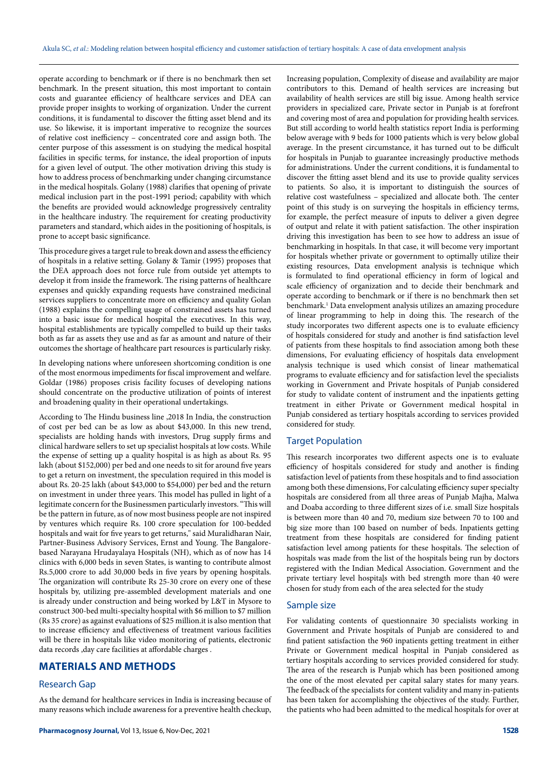operate according to benchmark or if there is no benchmark then set benchmark. In the present situation, this most important to contain costs and guarantee efficiency of healthcare services and DEA can provide proper insights to working of organization. Under the current conditions, it is fundamental to discover the fitting asset blend and its use. So likewise, it is important imperative to recognize the sources of relative cost inefficiency – concentrated core and assign both. The center purpose of this assessment is on studying the medical hospital facilities in specific terms, for instance, the ideal proportion of inputs for a given level of output. The other motivation driving this study is how to address process of benchmarking under changing circumstance in the medical hospitals. Golany (1988) clarifies that opening of private medical inclusion part in the post-1991 period; capability with which the benefits are provided would acknowledge progressively centrality in the healthcare industry. The requirement for creating productivity parameters and standard, which aides in the positioning of hospitals, is prone to accept basic significance.

This procedure gives a target rule to break down and assess the efficiency of hospitals in a relative setting. Golany & Tamir (1995) proposes that the DEA approach does not force rule from outside yet attempts to develop it from inside the framework. The rising patterns of healthcare expenses and quickly expanding requests have constrained medicinal services suppliers to concentrate more on efficiency and quality Golan (1988) explains the compelling usage of constrained assets has turned into a basic issue for medical hospital the executives. In this way, hospital establishments are typically compelled to build up their tasks both as far as assets they use and as far as amount and nature of their outcomes the shortage of healthcare part resources is particularly risky.

In developing nations where unforeseen shortcoming condition is one of the most enormous impediments for fiscal improvement and welfare. Goldar (1986) proposes crisis facility focuses of developing nations should concentrate on the productive utilization of points of interest and broadening quality in their operational undertakings.

According to The Hindu business line ,2018 In India, the construction of cost per bed can be as low as about $43,000. In this new trend, specialists are holding hands with investors, Drug supply firms and clinical hardware sellers to set up specialist hospitals at low costs. While the expense of setting up a quality hospital is as high as about Rs. 95 lakh (about $152,000) per bed and one needs to sit for around five years to get a return on investment, the speculation required in this model is about Rs. 20-25 lakh (about $43,000 to $54,000) per bed and the return on investment in under three years. This model has pulled in light of a legitimate concern for the Businessmen particularly investors. "This will be the pattern in future, as of now most business people are not inspired by ventures which require Rs. 100 crore speculation for 100-bedded hospitals and wait for five years to get returns," said Muralidharan Nair, Partner-Business Advisory Services, Ernst and Young. The Bangalore-based Narayana Hrudayalaya Hospitals (NH), which as of now has 14 clinics with 6,000 beds in seven States, is wanting to contribute almost Rs.5,000 crore to add 30,000 beds in five years by opening hospitals. The organization will contribute Rs 25-30 crore on every one of these hospitals by, utilizing pre-assembled development materials and one is already under construction and being worked by L&T in Mysore to construct 300-bed multi-specialty hospital with $6 million to $7 million (Rs 35 crore) as against evaluations of $25 million.it is also mention that to increase efficiency and effectiveness of treatment various facilities will be there in hospitals like video monitoring of patients, electronic data records ,day care facilities at affordable charges .

## MATERIALS AND METHODS

### Research Gap

As the demand for healthcare services in India is increasing because of many reasons which include awareness for a preventive health checkup, Increasing population, Complexity of disease and availability are major contributors to this. Demand of health services are increasing but availability of health services are still big issue. Among health service providers in specialized care, Private sector in Punjab is at forefront and covering most of area and population for providing health services. But still according to world health statistics report India is performing below average with 9 beds for 1000 patients which is very below global average. In the present circumstance, it has turned out to be difficult for hospitals in Punjab to guarantee increasingly productive methods for administrations. Under the current conditions, it is fundamental to discover the fitting asset blend and its use to provide quality services to patients. So also, it is important to distinguish the sources of relative cost wastefulness – specialized and allocate both. The center point of this study is on surveying the hospitals in efficiency terms, for example, the perfect measure of inputs to deliver a given degree of output and relate it with patient satisfaction. The other inspiration driving this investigation has been to see how to address an issue of benchmarking in hospitals. In that case, it will become very important for hospitals whether private or government to optimally utilize their existing resources, Data envelopment analysis is technique which is formulated to find operational efficiency in form of logical and scale efficiency of organization and to decide their benchmark and operate according to benchmark or if there is no benchmark then set benchmark.[1] Data envelopment analysis utilizes an amazing procedure of linear programming to help in doing this. The research of the study incorporates two different aspects one is to evaluate efficiency of hospitals considered for study and another is find satisfaction level of patients from these hospitals to find association among both these dimensions, For evaluating efficiency of hospitals data envelopment analysis technique is used which consist of linear mathematical programs to evaluate efficiency and for satisfaction level the specialists working in Government and Private hospitals of Punjab considered for study to validate content of instrument and the inpatients getting treatment in either Private or Government medical hospital in Punjab considered as tertiary hospitals according to services provided considered for study.

### Target Population

This research incorporates two different aspects one is to evaluate efficiency of hospitals considered for study and another is finding satisfaction level of patients from these hospitals and to find association among both these dimensions, For calculating efficiency super specialty hospitals are considered from all three areas of Punjab Majha, Malwa and Doaba according to three different sizes of i.e. small Size hospitals is between more than 40 and 70, medium size between 70 to 100 and big size more than 100 based on number of beds. Inpatients getting treatment from these hospitals are considered for finding patient satisfaction level among patients for these hospitals. The selection of hospitals was made from the list of the hospitals being run by doctors registered with the Indian Medical Association. Government and the private tertiary level hospitals with bed strength more than 40 were chosen for study from each of the area selected for the study

### Sample size

For validating contents of questionnaire 30 specialists working in Government and Private hospitals of Punjab are considered to and find patient satisfaction the 960 inpatients getting treatment in either Private or Government medical hospital in Punjab considered as tertiary hospitals according to services provided considered for study. The area of the research is Punjab which has been positioned among the one of the most elevated per capital salary states for many years. The feedback of the specialists for content validity and many in-patients has been taken for accomplishing the objectives of the study. Further, the patients who had been admitted to the medical hospitals for over at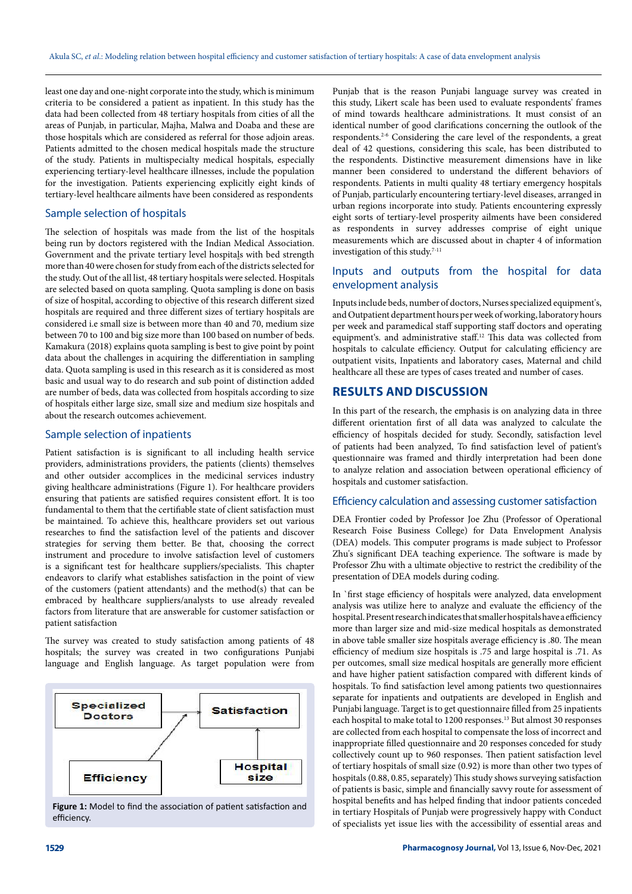least one day and one-night corporate into the study, which is minimum criteria to be considered a patient as inpatient. In this study has the data had been collected from 48 tertiary hospitals from cities of all the areas of Punjab, in particular, Majha, Malwa and Doaba and these are those hospitals which are considered as referral for those adjoin areas. Patients admitted to the chosen medical hospitals made the structure of the study. Patients in multispecialty medical hospitals, especially experiencing tertiary-level healthcare illnesses, include the population for the investigation. Patients experiencing explicitly eight kinds of tertiary-level healthcare ailments have been considered as respondents

## Sample selection of hospitals

The selection of hospitals was made from the list of the hospitals being run by doctors registered with the Indian Medical Association. Government and the private tertiary level hospitals with bed strength more than 40 were chosen for study from each of the districts selected for the study. Out of the all list, 48 tertiary hospitals were selected. Hospitals are selected based on quota sampling. Quota sampling is done on basis of size of hospital, according to objective of this research different sized hospitals are required and three different sizes of tertiary hospitals are considered i.e small size is between more than 40 and 70, medium size between 70 to 100 and big size more than 100 based on number of beds. Kamakura (2018) explains quota sampling is best to give point by point data about the challenges in acquiring the differentiation in sampling data. Quota sampling is used in this research as it is considered as most basic and usual way to do research and sub point of distinction added are number of beds, data was collected from hospitals according to size of hospitals either large size, small size and medium size hospitals and about the research outcomes achievement.

## Sample selection of inpatients

Patient satisfaction is is significant to all including health service providers, administrations providers, the patients (clients) themselves and other outsider accomplices in the medicinal services industry giving healthcare administrations (Figure 1). For healthcare providers ensuring that patients are satisfied requires consistent effort. It is too fundamental to them that the certifiable state of client satisfaction must be maintained. To achieve this, healthcare providers set out various researches to find the satisfaction level of the patients and discover strategies for serving them better. Be that, choosing the correct instrument and procedure to involve satisfaction level of customers is a significant test for healthcare suppliers/specialists. This chapter endeavors to clarify what establishes satisfaction in the point of view of the customers (patient attendants) and the method(s) that can be embraced by healthcare suppliers/analysts to use already revealed factors from literature that are answerable for customer satisfaction or patient satisfaction

The survey was created to study satisfaction among patients of 48 hospitals; the survey was created in two configurations Punjabi language and English language. As target population were from Punjab that is the reason Punjabi language survey was created in this study, Likert scale has been used to evaluate respondents' frames of mind towards healthcare administrations. It must consist of an identical number of good clarifications concerning the outlook of the respondents.[2-6] Considering the care level of the respondents, a great deal of 42 questions, considering this scale, has been distributed to the respondents. Distinctive measurement dimensions have in like manner been considered to understand the different behaviors of respondents. Patients in multi quality 48 tertiary emergency hospitals of Punjab, particularly encountering tertiary-level diseases, arranged in urban regions incorporate into study. Patients encountering expressly eight sorts of tertiary-level prosperity ailments have been considered as respondents in survey addresses comprise of eight unique measurements which are discussed about in chapter 4 of information investigation of this study.[7-11]

Specialized Doctors | Satisfaction | Efficiency | Hospital size

**Figure 1:** Model to find the association of patient satisfaction and efficiency.

## Inputs and outputs from the hospital for data envelopment analysis

Inputs include beds, number of doctors, Nurses specialized equipment's, and Outpatient department hours per week of working, laboratory hours per week and paramedical staff supporting staff doctors and operating equipment's. and administrative staff.[12] This data was collected from hospitals to calculate efficiency. Output for calculating efficiency are outpatient visits, Inpatients and laboratory cases, Maternal and child healthcare all these are types of cases treated and number of cases.

# RESULTS AND DISCUSSION

In this part of the research, the emphasis is on analyzing data in three different orientation first of all data was analyzed to calculate the efficiency of hospitals decided for study. Secondly, satisfaction level of patients had been analyzed, To find satisfaction level of patient's questionnaire was framed and thirdly interpretation had been done to analyze relation and association between operational efficiency of hospitals and customer satisfaction.

## Efficiency calculation and assessing customer satisfaction

DEA Frontier coded by Professor Joe Zhu (Professor of Operational Research Foise Business College) for Data Envelopment Analysis (DEA) models. This computer programs is made subject to Professor Zhu's significant DEA teaching experience. The software is made by Professor Zhu with a ultimate objective to restrict the credibility of the presentation of DEA models during coding.

In `first stage efficiency of hospitals were analyzed, data envelopment analysis was utilize here to analyze and evaluate the efficiency of the hospital. Present research indicates that smaller hospitals have a efficiency more than larger size and mid-size medical hospitals as demonstrated in above table small size hospitals average efficiency is .80. The mean efficiency of medium size hospitals is .75 and large hospital is .71. As per outcomes, small size medical hospitals are generally more efficient and have higher patient satisfaction compared with different kinds of hospitals. To find satisfaction level among patients two questionnaires separate for inpatients and outpatients are developed in English and Punjabi language. Target is to get questionnaire filled from 25 inpatients each hospital to make total to 1200 responses.[13] But almost 30 responses are collected from each hospital to compensate the loss of incorrect and inappropriate filled questionnaire and 20 responses conceded for study collectively count up to 960 responses. Then patient satisfaction level of tertiary hospitals of small size (0.92) is more than other two types of hospitals (0.88, 0.85, separately) This study shows surveying satisfaction of patients is basic, simple and financially savvy route for assessment of hospital benefits and has helped finding that indoor patients conceded in tertiary Hospitals of Punjab were progressively happy with Conduct of specialists yet issue lies with the accessibility of essential areas and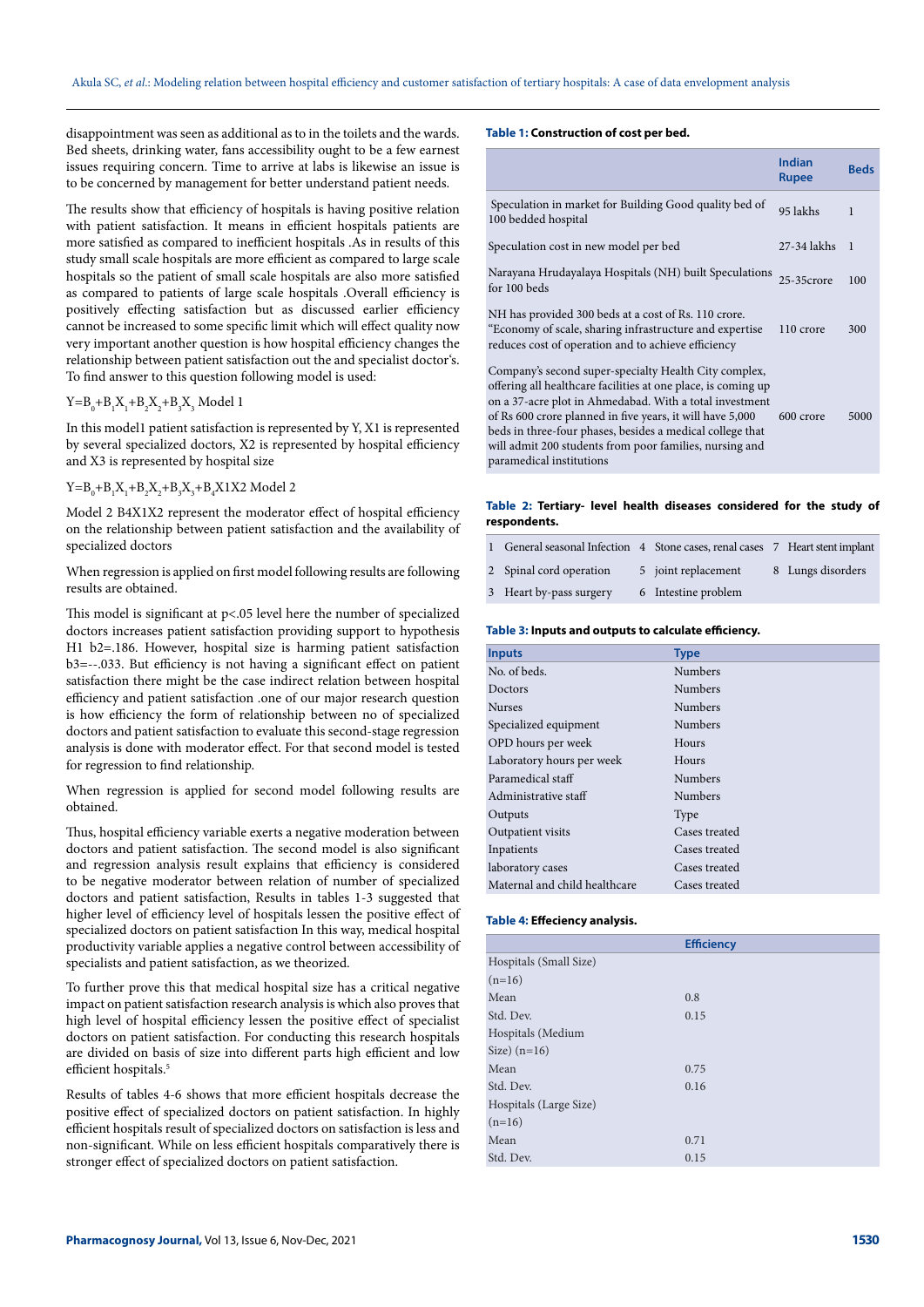disappointment was seen as additional as to in the toilets and the wards. Bed sheets, drinking water, fans accessibility ought to be a few earnest issues requiring concern. Time to arrive at labs is likewise an issue is to be concerned by management for better understand patient needs.

The results show that efficiency of hospitals is having positive relation with patient satisfaction. It means in efficient hospitals patients are more satisfied as compared to inefficient hospitals .As in results of this study small scale hospitals are more efficient as compared to large scale hospitals so the patient of small scale hospitals are also more satisfied as compared to patients of large scale hospitals .Overall efficiency is positively effecting satisfaction but as discussed earlier efficiency cannot be increased to some specific limit which will effect quality now very important another question is how hospital efficiency changes the relationship between patient satisfaction out the and specialist doctor's. To find answer to this question following model is used:

$Y=B_0+B_1X_1+B_2X_2+B_3X_3$ Model 1

In this model1 patient satisfaction is represented by Y, X1 is represented by several specialized doctors, X2 is represented by hospital efficiency and X3 is represented by hospital size

$Y=B_0+B_1X_1+B_2X_2+B_3X_3+B_4X1X2$ Model 2

Model 2 B4X1X2 represent the moderator effect of hospital efficiency on the relationship between patient satisfaction and the availability of specialized doctors

When regression is applied on first model following results are following results are obtained.

This model is significant at p<.05 level here the number of specialized doctors increases patient satisfaction providing support to hypothesis H1 b2=.186. However, hospital size is harming patient satisfaction b3=--.033. But efficiency is not having a significant effect on patient satisfaction there might be the case indirect relation between hospital efficiency and patient satisfaction .one of our major research question is how efficiency the form of relationship between no of specialized doctors and patient satisfaction to evaluate this second-stage regression analysis is done with moderator effect. For that second model is tested for regression to find relationship.

When regression is applied for second model following results are obtained.

Thus, hospital efficiency variable exerts a negative moderation between doctors and patient satisfaction. The second model is also significant and regression analysis result explains that efficiency is considered to be negative moderator between relation of number of specialized doctors and patient satisfaction, Results in tables 1-3 suggested that higher level of efficiency level of hospitals lessen the positive effect of specialized doctors on patient satisfaction In this way, medical hospital productivity variable applies a negative control between accessibility of specialists and patient satisfaction, as we theorized.

To further prove this that medical hospital size has a critical negative impact on patient satisfaction research analysis is which also proves that high level of hospital efficiency lessen the positive effect of specialist doctors on patient satisfaction. For conducting this research hospitals are divided on basis of size into different parts high efficient and low efficient hospitals.[5]

Results of tables 4-6 shows that more efficient hospitals decrease the positive effect of specialized doctors on patient satisfaction. In highly efficient hospitals result of specialized doctors on satisfaction is less and non-significant. While on less efficient hospitals comparatively there is stronger effect of specialized doctors on patient satisfaction.

**Table 1: Construction of cost per bed.**

| | Indian Rupee | Beds |
|---|---|---|
| Speculation in market for Building Good quality bed of 100 bedded hospital | 95 lakhs | 1 |
| Speculation cost in new model per bed | 27-34 lakhs | 1 |
| Narayana Hrudayalaya Hospitals (NH) built Speculations for 100 beds | 25-35crore | 100 |
| NH has provided 300 beds at a cost of Rs. 110 crore. "Economy of scale, sharing infrastructure and expertise reduces cost of operation and to achieve efficiency | 110 crore | 300 |
| Company's second super-specialty Health City complex, offering all healthcare facilities at one place, is coming up on a 37-acre plot in Ahmedabad. With a total investment of Rs 600 crore planned in five years, it will have 5,000 beds in three-four phases, besides a medical college that will admit 200 students from poor families, nursing and paramedical institutions | 600 crore | 5000 |

**Table 2: Tertiary- level health diseases considered for the study of respondents.**

| | | | | | |
|---|---|---|---|---|---|
| 1 | General seasonal Infection | 4 | Stone cases, renal cases | 7 | Heart stent implant |
| 2 | Spinal cord operation | 5 | joint replacement | 8 | Lungs disorders |
| 3 | Heart by-pass surgery | 6 | Intestine problem | | |

**Table 3: Inputs and outputs to calculate efficiency.**

| Inputs | Type |
|---|---|
| No. of beds. | Numbers |
| Doctors | Numbers |
| Nurses | Numbers |
| Specialized equipment | Numbers |
| OPD hours per week | Hours |
| Laboratory hours per week | Hours |
| Paramedical staff | Numbers |
| Administrative staff | Numbers |
| Outputs | Type |
| Outpatient visits | Cases treated |
| Inpatients | Cases treated |
| laboratory cases | Cases treated |
| Maternal and child healthcare | Cases treated |

**Table 4: Effeciency analysis.**

| | Efficiency |
|---|---|
| Hospitals (Small Size) (n=16) | |
| Mean | 0.8 |
| Std. Dev. | 0.15 |
| Hospitals (Medium Size) (n=16) | |
| Mean | 0.75 |
| Std. Dev. | 0.16 |
| Hospitals (Large Size) (n=16) | |
| Mean | 0.71 |
| Std. Dev. | 0.15 |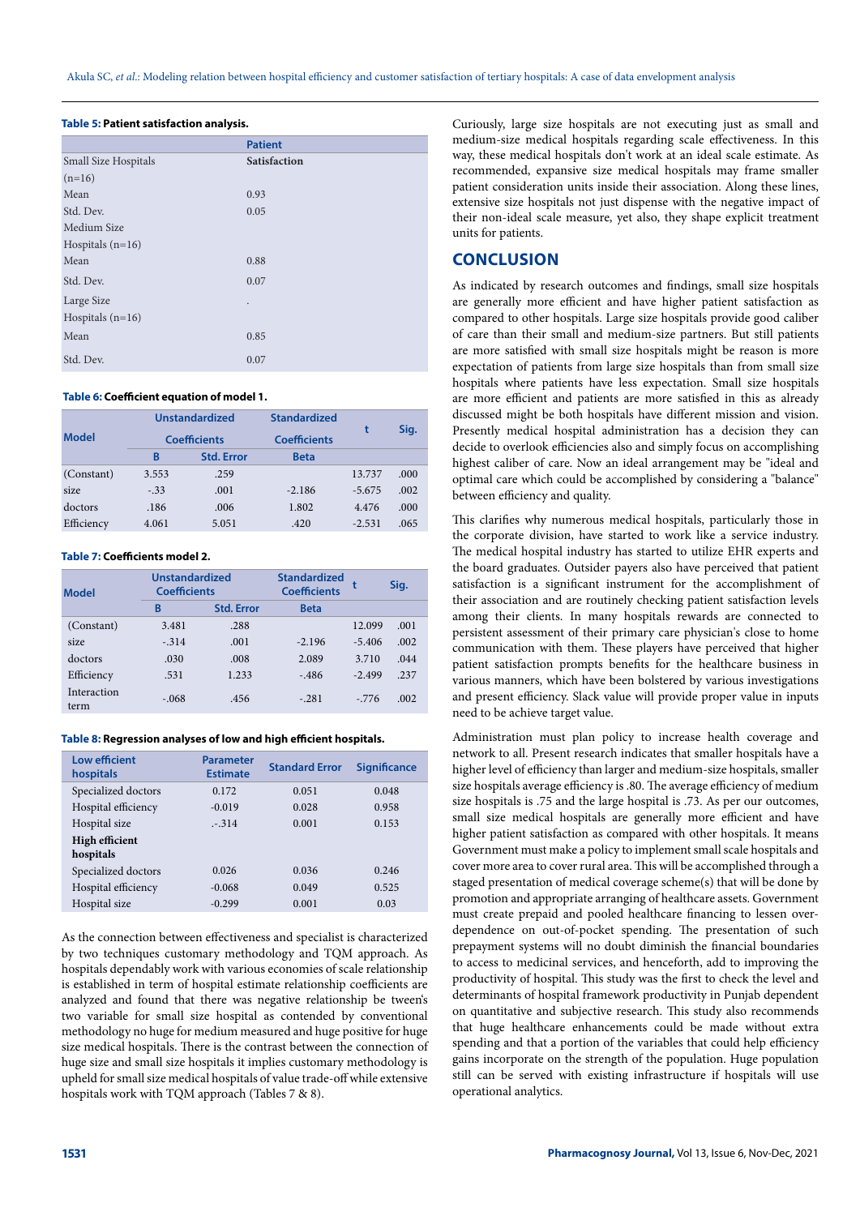**Table 5: Patient satisfaction analysis.**

| | Patient |
|---|---|
| Small Size Hospitals (n=16) | Satisfaction |
| Mean | 0.93 |
| Std. Dev. | 0.05 |
| Medium Size Hospitals (n=16) | |
| Mean | 0.88 |
| Std. Dev. | 0.07 |
| Large Size Hospitals (n=16) | . |
| Mean | 0.85 |
| Std. Dev. | 0.07 |

**Table 6: Coefficient equation of model 1.**

| Model | Unstandardized Coefficients | | Standardized Coefficients | t | Sig. |
|---|---|---|---|---|---|
| | B | Std. Error | Beta | | |
| (Constant) | 3.553 | .259 | | 13.737 | .000 |
| size | -.33 | .001 | -2.186 | -5.675 | .002 |
| doctors | .186 | .006 | 1.802 | 4.476 | .000 |
| Efficiency | 4.061 | 5.051 | .420 | -2.531 | .065 |

**Table 7: Coefficients model 2.**

| Model | Unstandardized Coefficients | | Standardized Coefficients | t | Sig. |
|---|---|---|---|---|---|
| | B | Std. Error | Beta | | |
| (Constant) | 3.481 | .288 | | 12.099 | .001 |
| size | -.314 | .001 | -2.196 | -5.406 | .002 |
| doctors | .030 | .008 | 2.089 | 3.710 | .044 |
| Efficiency | .531 | 1.233 | -.486 | -2.499 | .237 |
| Interaction term | -.068 | .456 | -.281 | -.776 | .002 |

**Table 8: Regression analyses of low and high efficient hospitals.**

| Low efficient hospitals | Parameter Estimate | Standard Error | Significance |
|---|---|---|---|
| Specialized doctors | 0.172 | 0.051 | 0.048 |
| Hospital efficiency | -0.019 | 0.028 | 0.958 |
| Hospital size | .-.314 | 0.001 | 0.153 |
| **High efficient hospitals** | | | |
| Specialized doctors | 0.026 | 0.036 | 0.246 |
| Hospital efficiency | -0.068 | 0.049 | 0.525 |
| Hospital size | -0.299 | 0.001 | 0.03 |

As the connection between effectiveness and specialist is characterized by two techniques customary methodology and TQM approach. As hospitals dependably work with various economies of scale relationship is established in term of hospital estimate relationship coefficients are analyzed and found that there was negative relationship be tween's two variable for small size hospital as contended by conventional methodology no huge for medium measured and huge positive for huge size medical hospitals. There is the contrast between the connection of huge size and small size hospitals it implies customary methodology is upheld for small size medical hospitals of value trade-off while extensive hospitals work with TQM approach (Tables 7 & 8).

Curiously, large size hospitals are not executing just as small and medium-size medical hospitals regarding scale effectiveness. In this way, these medical hospitals don't work at an ideal scale estimate. As recommended, expansive size medical hospitals may frame smaller patient consideration units inside their association. Along these lines, extensive size hospitals not just dispense with the negative impact of their non-ideal scale measure, yet also, they shape explicit treatment units for patients.

## CONCLUSION

As indicated by research outcomes and findings, small size hospitals are generally more efficient and have higher patient satisfaction as compared to other hospitals. Large size hospitals provide good caliber of care than their small and medium-size partners. But still patients are more satisfied with small size hospitals might be reason is more expectation of patients from large size hospitals than from small size hospitals where patients have less expectation. Small size hospitals are more efficient and patients are more satisfied in this as already discussed might be both hospitals have different mission and vision. Presently medical hospital administration has a decision they can decide to overlook efficiencies also and simply focus on accomplishing highest caliber of care. Now an ideal arrangement may be "ideal and optimal care which could be accomplished by considering a "balance" between efficiency and quality.

This clarifies why numerous medical hospitals, particularly those in the corporate division, have started to work like a service industry. The medical hospital industry has started to utilize EHR experts and the board graduates. Outsider payers also have perceived that patient satisfaction is a significant instrument for the accomplishment of their association and are routinely checking patient satisfaction levels among their clients. In many hospitals rewards are connected to persistent assessment of their primary care physician's close to home communication with them. These players have perceived that higher patient satisfaction prompts benefits for the healthcare business in various manners, which have been bolstered by various investigations and present efficiency. Slack value will provide proper value in inputs need to be achieve target value.

Administration must plan policy to increase health coverage and network to all. Present research indicates that smaller hospitals have a higher level of efficiency than larger and medium-size hospitals, smaller size hospitals average efficiency is .80. The average efficiency of medium size hospitals is .75 and the large hospital is .73. As per our outcomes, small size medical hospitals are generally more efficient and have higher patient satisfaction as compared with other hospitals. It means Government must make a policy to implement small scale hospitals and cover more area to cover rural area. This will be accomplished through a staged presentation of medical coverage scheme(s) that will be done by promotion and appropriate arranging of healthcare assets. Government must create prepaid and pooled healthcare financing to lessen over-dependence on out-of-pocket spending. The presentation of such prepayment systems will no doubt diminish the financial boundaries to access to medicinal services, and henceforth, add to improving the productivity of hospital. This study was the first to check the level and determinants of hospital framework productivity in Punjab dependent on quantitative and subjective research. This study also recommends that huge healthcare enhancements could be made without extra spending and that a portion of the variables that could help efficiency gains incorporate on the strength of the population. Huge population still can be served with existing infrastructure if hospitals will use operational analytics.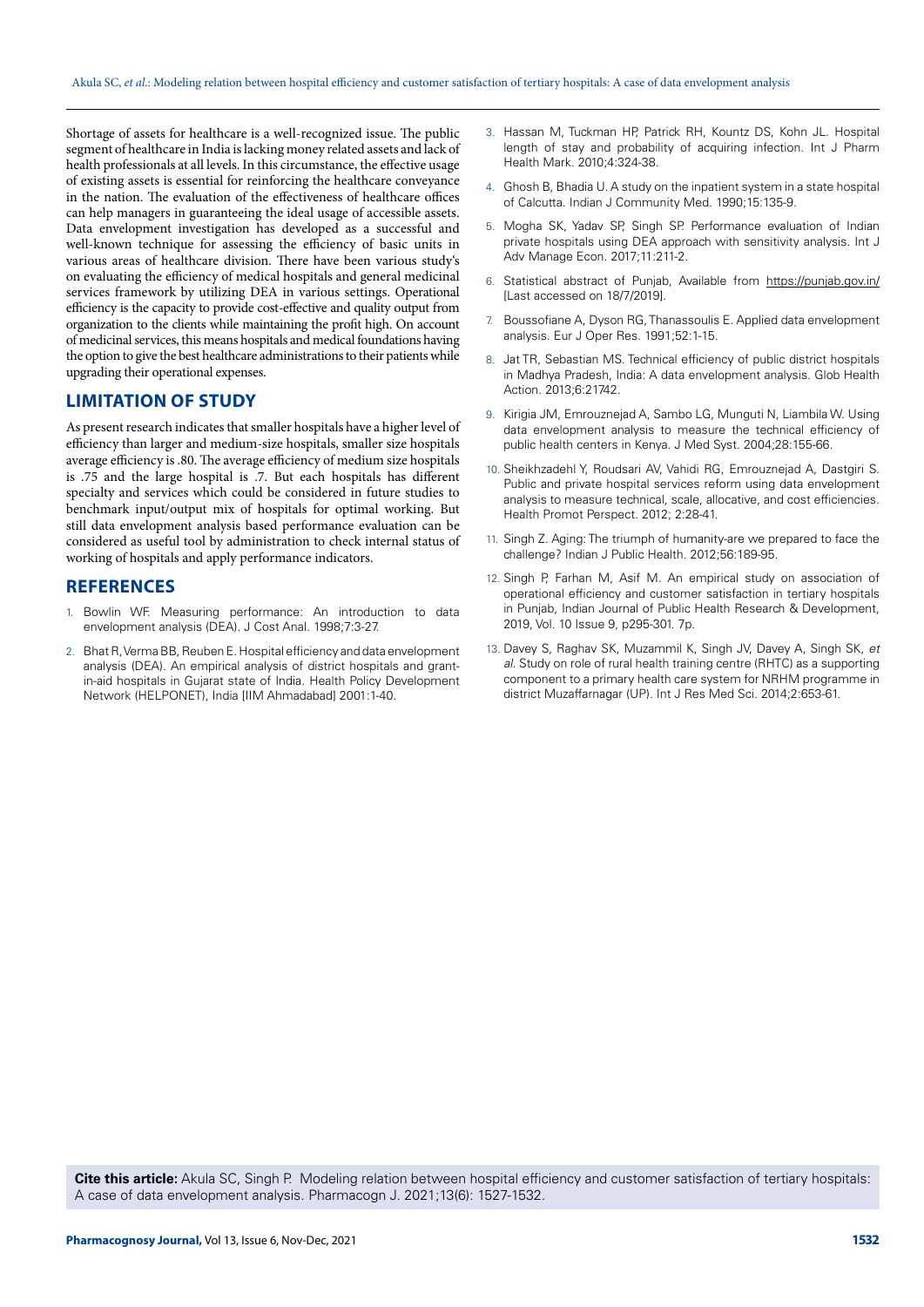Shortage of assets for healthcare is a well-recognized issue. The public segment of healthcare in India is lacking money related assets and lack of health professionals at all levels. In this circumstance, the effective usage of existing assets is essential for reinforcing the healthcare conveyance in the nation. The evaluation of the effectiveness of healthcare offices can help managers in guaranteeing the ideal usage of accessible assets. Data envelopment investigation has developed as a successful and well-known technique for assessing the efficiency of basic units in various areas of healthcare division. There have been various study's on evaluating the efficiency of medical hospitals and general medicinal services framework by utilizing DEA in various settings. Operational efficiency is the capacity to provide cost-effective and quality output from organization to the clients while maintaining the profit high. On account of medicinal services, this means hospitals and medical foundations having the option to give the best healthcare administrations to their patients while upgrading their operational expenses.

## LIMITATION OF STUDY

As present research indicates that smaller hospitals have a higher level of efficiency than larger and medium-size hospitals, smaller size hospitals average efficiency is .80. The average efficiency of medium size hospitals is .75 and the large hospital is .7. But each hospitals has different specialty and services which could be considered in future studies to benchmark input/output mix of hospitals for optimal working. But still data envelopment analysis based performance evaluation can be considered as useful tool by administration to check internal status of working of hospitals and apply performance indicators.

## REFERENCES

1. Bowlin WF. Measuring performance: An introduction to data envelopment analysis (DEA). J Cost Anal. 1998;7:3-27.
2. Bhat R, Verma BB, Reuben E. Hospital efficiency and data envelopment analysis (DEA). An empirical analysis of district hospitals and grant-in-aid hospitals in Gujarat state of India. Health Policy Development Network (HELPONET), India [IIM Ahmadabad] 2001:1-40.
3. Hassan M, Tuckman HP, Patrick RH, Kountz DS, Kohn JL. Hospital length of stay and probability of acquiring infection. Int J Pharm Health Mark. 2010;4:324-38.
4. Ghosh B, Bhadia U. A study on the inpatient system in a state hospital of Calcutta. Indian J Community Med. 1990;15:135-9.
5. Mogha SK, Yadav SP, Singh SP. Performance evaluation of Indian private hospitals using DEA approach with sensitivity analysis. Int J Adv Manage Econ. 2017;11:211-2.
6. Statistical abstract of Punjab, Available from https://punjab.gov.in/ [Last accessed on 18/7/2019].
7. Boussofiane A, Dyson RG, Thanassoulis E. Applied data envelopment analysis. Eur J Oper Res. 1991;52:1-15.
8. Jat TR, Sebastian MS. Technical efficiency of public district hospitals in Madhya Pradesh, India: A data envelopment analysis. Glob Health Action. 2013;6:21742.
9. Kirigia JM, Emrouznejad A, Sambo LG, Munguti N, Liambila W. Using data envelopment analysis to measure the technical efficiency of public health centers in Kenya. J Med Syst. 2004;28:155-66.
10. Sheikhzadehl Y, Roudsari AV, Vahidi RG, Emrouznejad A, Dastgiri S. Public and private hospital services reform using data envelopment analysis to measure technical, scale, allocative, and cost efficiencies. Health Promot Perspect. 2012; 2:28-41.
11. Singh Z. Aging: The triumph of humanity-are we prepared to face the challenge? Indian J Public Health. 2012;56:189-95.
12. Singh P, Farhan M, Asif M. An empirical study on association of operational efficiency and customer satisfaction in tertiary hospitals in Punjab, Indian Journal of Public Health Research & Development, 2019, Vol. 10 Issue 9, p295-301. 7p.
13. Davey S, Raghav SK, Muzammil K, Singh JV, Davey A, Singh SK, *et al*. Study on role of rural health training centre (RHTC) as a supporting component to a primary health care system for NRHM programme in district Muzaffarnagar (UP). Int J Res Med Sci. 2014;2:653-61.

**Cite this article:** Akula SC, Singh P. Modeling relation between hospital efficiency and customer satisfaction of tertiary hospitals: A case of data envelopment analysis. Pharmacogn J. 2021;13(6): 1527-1532.